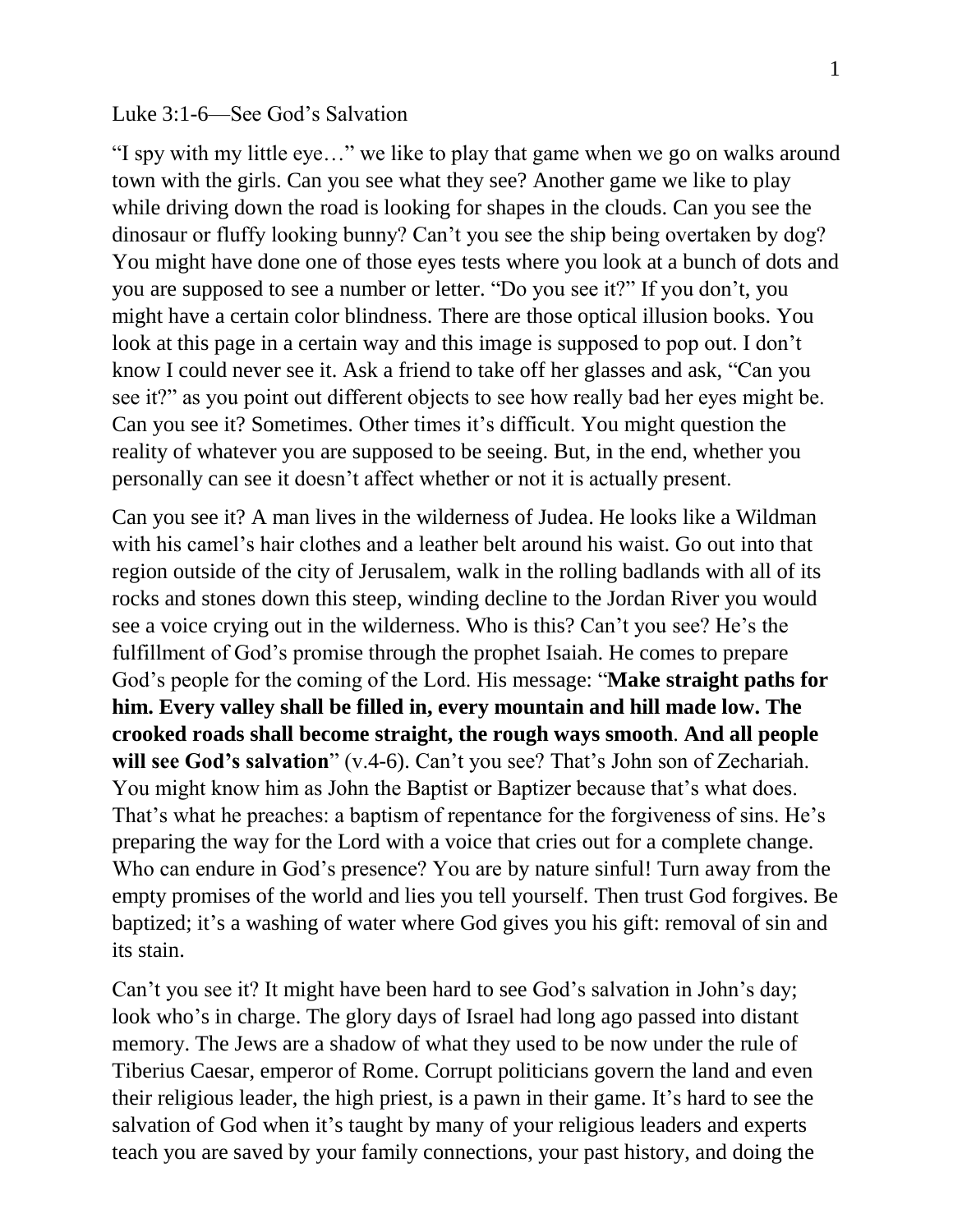Luke 3:1-6—See God's Salvation

"I spy with my little eye…" we like to play that game when we go on walks around town with the girls. Can you see what they see? Another game we like to play while driving down the road is looking for shapes in the clouds. Can you see the dinosaur or fluffy looking bunny? Can't you see the ship being overtaken by dog? You might have done one of those eyes tests where you look at a bunch of dots and you are supposed to see a number or letter. "Do you see it?" If you don't, you might have a certain color blindness. There are those optical illusion books. You look at this page in a certain way and this image is supposed to pop out. I don't know I could never see it. Ask a friend to take off her glasses and ask, "Can you see it?" as you point out different objects to see how really bad her eyes might be. Can you see it? Sometimes. Other times it's difficult. You might question the reality of whatever you are supposed to be seeing. But, in the end, whether you personally can see it doesn't affect whether or not it is actually present.

Can you see it? A man lives in the wilderness of Judea. He looks like a Wildman with his camel's hair clothes and a leather belt around his waist. Go out into that region outside of the city of Jerusalem, walk in the rolling badlands with all of its rocks and stones down this steep, winding decline to the Jordan River you would see a voice crying out in the wilderness. Who is this? Can't you see? He's the fulfillment of God's promise through the prophet Isaiah. He comes to prepare God's people for the coming of the Lord. His message: "**Make straight paths for him. Every valley shall be filled in, every mountain and hill made low. The crooked roads shall become straight, the rough ways smooth**. **And all people will see God's salvation**" (v.4-6). Can't you see? That's John son of Zechariah. You might know him as John the Baptist or Baptizer because that's what does. That's what he preaches: a baptism of repentance for the forgiveness of sins. He's preparing the way for the Lord with a voice that cries out for a complete change. Who can endure in God's presence? You are by nature sinful! Turn away from the empty promises of the world and lies you tell yourself. Then trust God forgives. Be baptized; it's a washing of water where God gives you his gift: removal of sin and its stain.

Can't you see it? It might have been hard to see God's salvation in John's day; look who's in charge. The glory days of Israel had long ago passed into distant memory. The Jews are a shadow of what they used to be now under the rule of Tiberius Caesar, emperor of Rome. Corrupt politicians govern the land and even their religious leader, the high priest, is a pawn in their game. It's hard to see the salvation of God when it's taught by many of your religious leaders and experts teach you are saved by your family connections, your past history, and doing the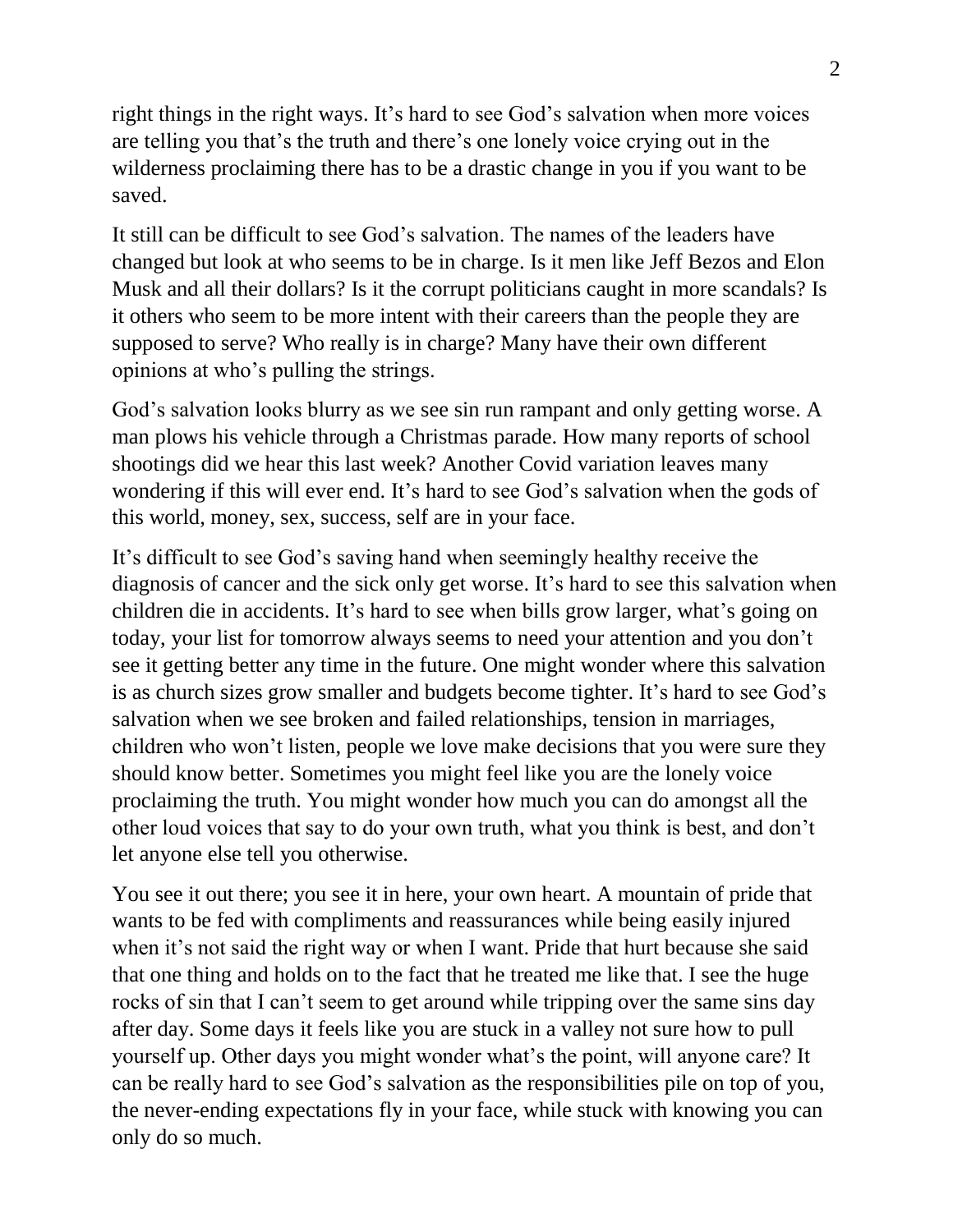right things in the right ways. It's hard to see God's salvation when more voices are telling you that's the truth and there's one lonely voice crying out in the wilderness proclaiming there has to be a drastic change in you if you want to be saved.

It still can be difficult to see God's salvation. The names of the leaders have changed but look at who seems to be in charge. Is it men like Jeff Bezos and Elon Musk and all their dollars? Is it the corrupt politicians caught in more scandals? Is it others who seem to be more intent with their careers than the people they are supposed to serve? Who really is in charge? Many have their own different opinions at who's pulling the strings.

God's salvation looks blurry as we see sin run rampant and only getting worse. A man plows his vehicle through a Christmas parade. How many reports of school shootings did we hear this last week? Another Covid variation leaves many wondering if this will ever end. It's hard to see God's salvation when the gods of this world, money, sex, success, self are in your face.

It's difficult to see God's saving hand when seemingly healthy receive the diagnosis of cancer and the sick only get worse. It's hard to see this salvation when children die in accidents. It's hard to see when bills grow larger, what's going on today, your list for tomorrow always seems to need your attention and you don't see it getting better any time in the future. One might wonder where this salvation is as church sizes grow smaller and budgets become tighter. It's hard to see God's salvation when we see broken and failed relationships, tension in marriages, children who won't listen, people we love make decisions that you were sure they should know better. Sometimes you might feel like you are the lonely voice proclaiming the truth. You might wonder how much you can do amongst all the other loud voices that say to do your own truth, what you think is best, and don't let anyone else tell you otherwise.

You see it out there; you see it in here, your own heart. A mountain of pride that wants to be fed with compliments and reassurances while being easily injured when it's not said the right way or when I want. Pride that hurt because she said that one thing and holds on to the fact that he treated me like that. I see the huge rocks of sin that I can't seem to get around while tripping over the same sins day after day. Some days it feels like you are stuck in a valley not sure how to pull yourself up. Other days you might wonder what's the point, will anyone care? It can be really hard to see God's salvation as the responsibilities pile on top of you, the never-ending expectations fly in your face, while stuck with knowing you can only do so much.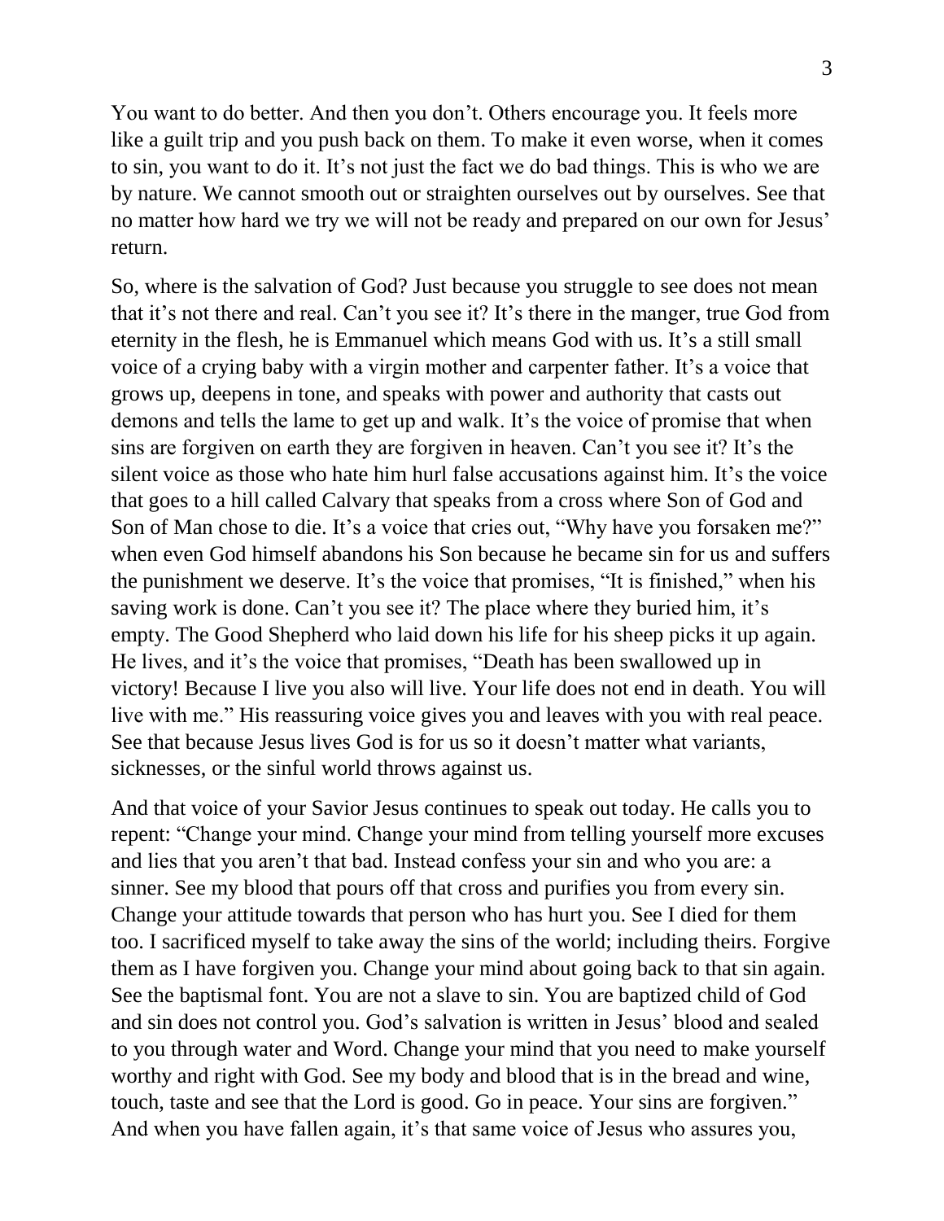You want to do better. And then you don't. Others encourage you. It feels more like a guilt trip and you push back on them. To make it even worse, when it comes to sin, you want to do it. It's not just the fact we do bad things. This is who we are by nature. We cannot smooth out or straighten ourselves out by ourselves. See that no matter how hard we try we will not be ready and prepared on our own for Jesus' return.

So, where is the salvation of God? Just because you struggle to see does not mean that it's not there and real. Can't you see it? It's there in the manger, true God from eternity in the flesh, he is Emmanuel which means God with us. It's a still small voice of a crying baby with a virgin mother and carpenter father. It's a voice that grows up, deepens in tone, and speaks with power and authority that casts out demons and tells the lame to get up and walk. It's the voice of promise that when sins are forgiven on earth they are forgiven in heaven. Can't you see it? It's the silent voice as those who hate him hurl false accusations against him. It's the voice that goes to a hill called Calvary that speaks from a cross where Son of God and Son of Man chose to die. It's a voice that cries out, "Why have you forsaken me?" when even God himself abandons his Son because he became sin for us and suffers the punishment we deserve. It's the voice that promises, "It is finished," when his saving work is done. Can't you see it? The place where they buried him, it's empty. The Good Shepherd who laid down his life for his sheep picks it up again. He lives, and it's the voice that promises, "Death has been swallowed up in victory! Because I live you also will live. Your life does not end in death. You will live with me." His reassuring voice gives you and leaves with you with real peace. See that because Jesus lives God is for us so it doesn't matter what variants, sicknesses, or the sinful world throws against us.

And that voice of your Savior Jesus continues to speak out today. He calls you to repent: "Change your mind. Change your mind from telling yourself more excuses and lies that you aren't that bad. Instead confess your sin and who you are: a sinner. See my blood that pours off that cross and purifies you from every sin. Change your attitude towards that person who has hurt you. See I died for them too. I sacrificed myself to take away the sins of the world; including theirs. Forgive them as I have forgiven you. Change your mind about going back to that sin again. See the baptismal font. You are not a slave to sin. You are baptized child of God and sin does not control you. God's salvation is written in Jesus' blood and sealed to you through water and Word. Change your mind that you need to make yourself worthy and right with God. See my body and blood that is in the bread and wine, touch, taste and see that the Lord is good. Go in peace. Your sins are forgiven." And when you have fallen again, it's that same voice of Jesus who assures you,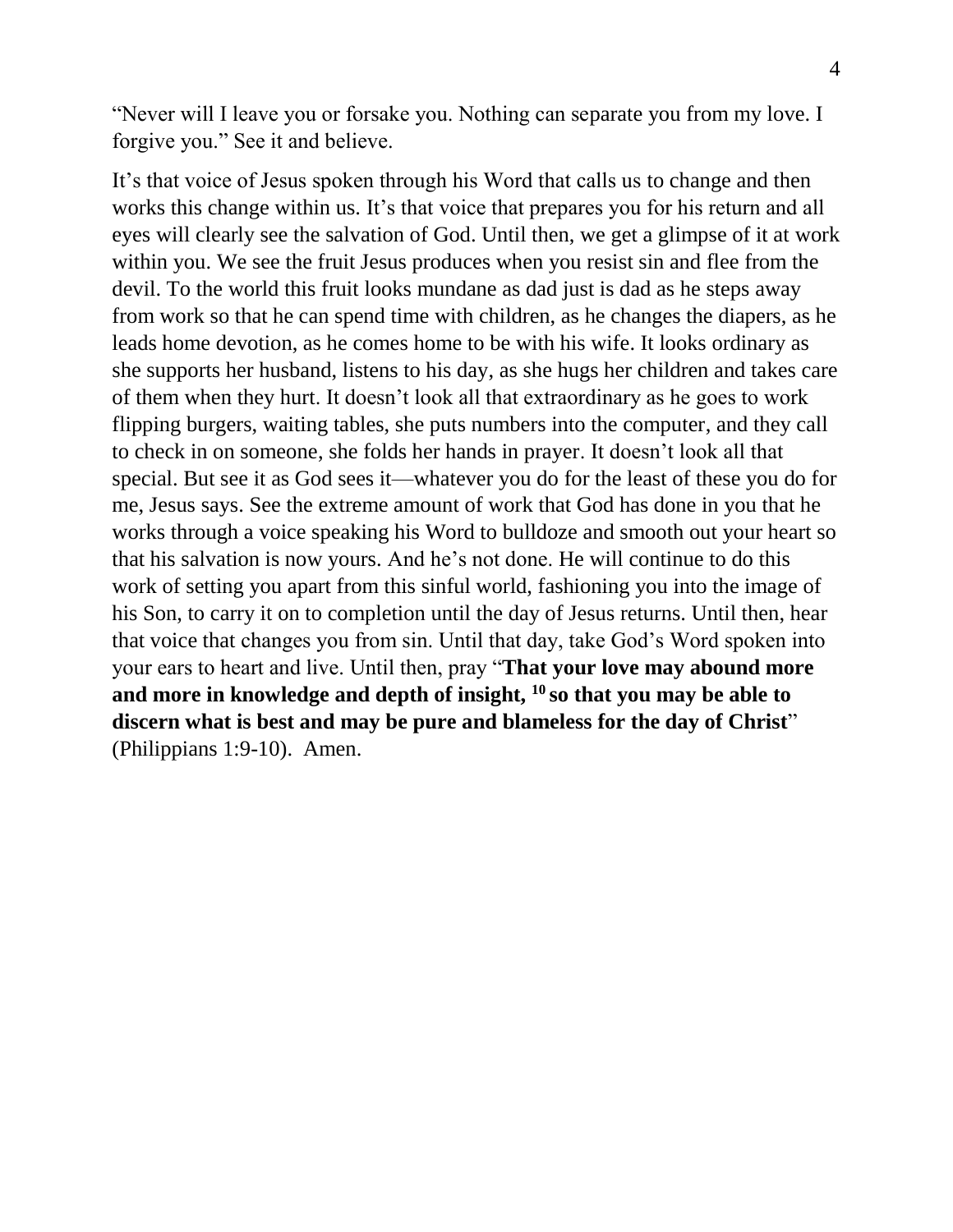"Never will I leave you or forsake you. Nothing can separate you from my love. I forgive you." See it and believe.

It's that voice of Jesus spoken through his Word that calls us to change and then works this change within us. It's that voice that prepares you for his return and all eyes will clearly see the salvation of God. Until then, we get a glimpse of it at work within you. We see the fruit Jesus produces when you resist sin and flee from the devil. To the world this fruit looks mundane as dad just is dad as he steps away from work so that he can spend time with children, as he changes the diapers, as he leads home devotion, as he comes home to be with his wife. It looks ordinary as she supports her husband, listens to his day, as she hugs her children and takes care of them when they hurt. It doesn't look all that extraordinary as he goes to work flipping burgers, waiting tables, she puts numbers into the computer, and they call to check in on someone, she folds her hands in prayer. It doesn't look all that special. But see it as God sees it—whatever you do for the least of these you do for me, Jesus says. See the extreme amount of work that God has done in you that he works through a voice speaking his Word to bulldoze and smooth out your heart so that his salvation is now yours. And he's not done. He will continue to do this work of setting you apart from this sinful world, fashioning you into the image of his Son, to carry it on to completion until the day of Jesus returns. Until then, hear that voice that changes you from sin. Until that day, take God's Word spoken into your ears to heart and live. Until then, pray "**That your love may abound more and more in knowledge and depth of insight, [10] so that you may be able to discern what is best and may be pure and blameless for the day of Christ**" (Philippians 1:9-10). Amen.